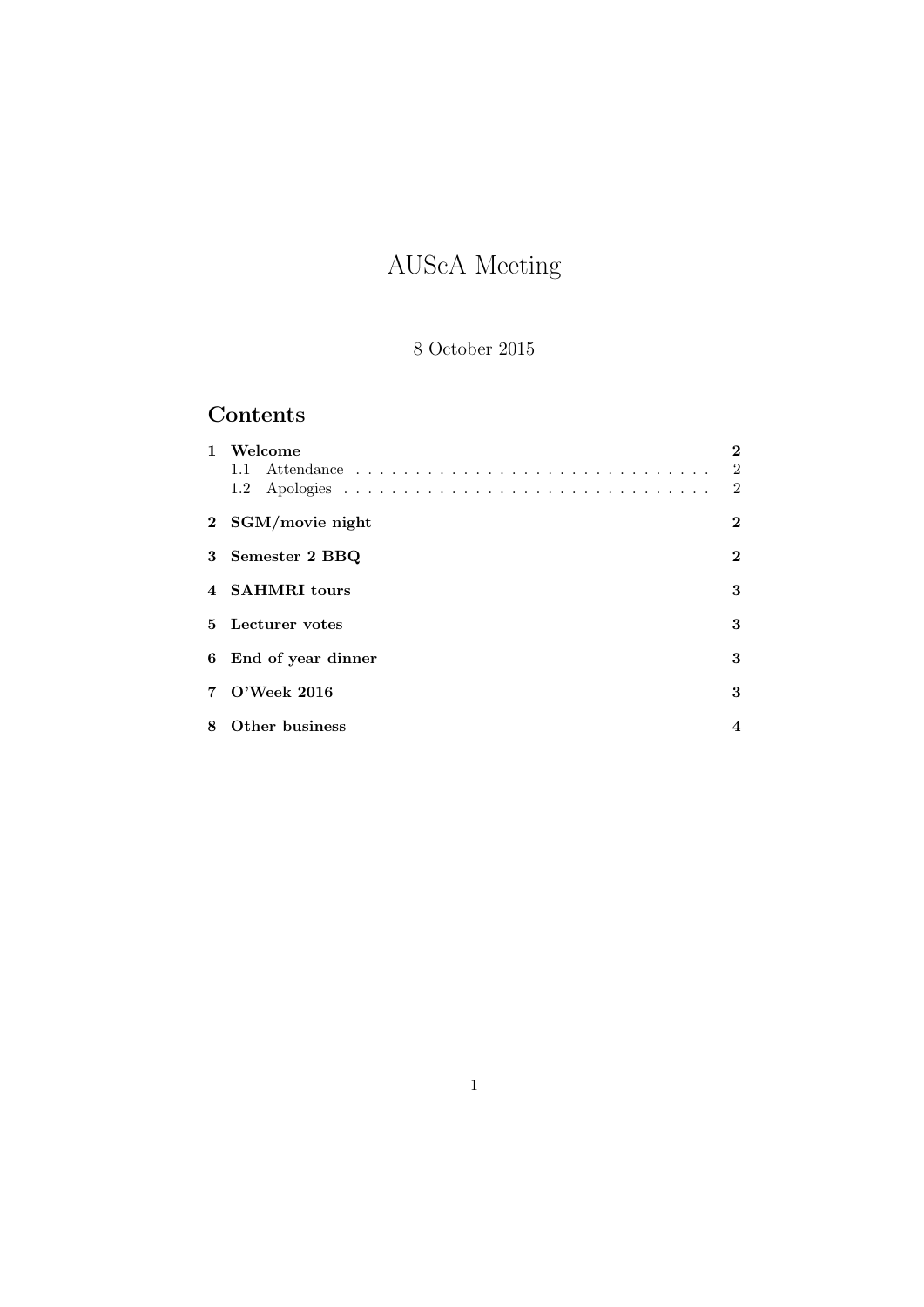# AUScA Meeting

8 October 2015

## Contents

| | | |
|---|---|---|
| **1** | **Welcome** | **2** |
| | 1.1 Attendance | 2 |
| | 1.2 Apologies | 2 |
| **2** | **SGM/movie night** | **2** |
| **3** | **Semester 2 BBQ** | **2** |
| **4** | **SAHMRI tours** | **3** |
| **5** | **Lecturer votes** | **3** |
| **6** | **End of year dinner** | **3** |
| **7** | **O'Week 2016** | **3** |
| **8** | **Other business** | **4** |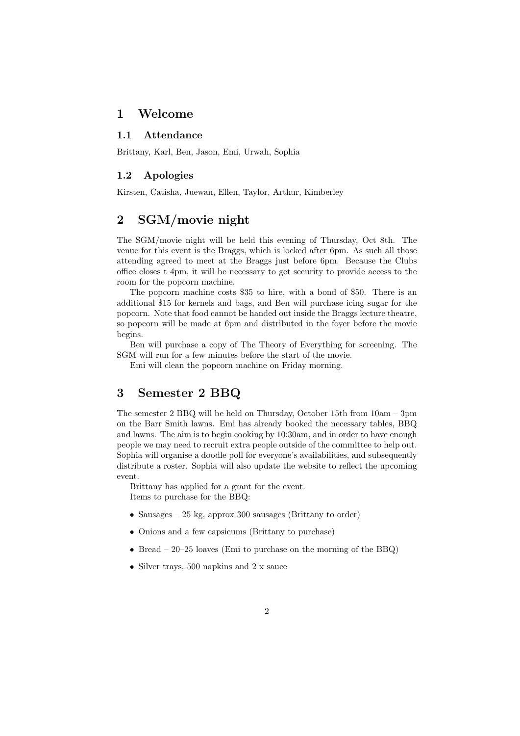# 1 Welcome

## 1.1 Attendance

Brittany, Karl, Ben, Jason, Emi, Urwah, Sophia

## 1.2 Apologies

Kirsten, Catisha, Juewan, Ellen, Taylor, Arthur, Kimberley

# 2 SGM/movie night

The SGM/movie night will be held this evening of Thursday, Oct 8th. The venue for this event is the Braggs, which is locked after 6pm. As such all those attending agreed to meet at the Braggs just before 6pm. Because the Clubs office closes t 4pm, it will be necessary to get security to provide access to the room for the popcorn machine.

The popcorn machine costs $35 to hire, with a bond of $50. There is an additional $15 for kernels and bags, and Ben will purchase icing sugar for the popcorn. Note that food cannot be handed out inside the Braggs lecture theatre, so popcorn will be made at 6pm and distributed in the foyer before the movie begins.

Ben will purchase a copy of The Theory of Everything for screening. The SGM will run for a few minutes before the start of the movie.

Emi will clean the popcorn machine on Friday morning.

# 3 Semester 2 BBQ

The semester 2 BBQ will be held on Thursday, October 15th from 10am – 3pm on the Barr Smith lawns. Emi has already booked the necessary tables, BBQ and lawns. The aim is to begin cooking by 10:30am, and in order to have enough people we may need to recruit extra people outside of the committee to help out. Sophia will organise a doodle poll for everyone's availabilities, and subsequently distribute a roster. Sophia will also update the website to reflect the upcoming event.

Brittany has applied for a grant for the event.

Items to purchase for the BBQ:

- Sausages – 25 kg, approx 300 sausages (Brittany to order)
- Onions and a few capsicums (Brittany to purchase)
- Bread – 20–25 loaves (Emi to purchase on the morning of the BBQ)
- Silver trays, 500 napkins and 2 x sauce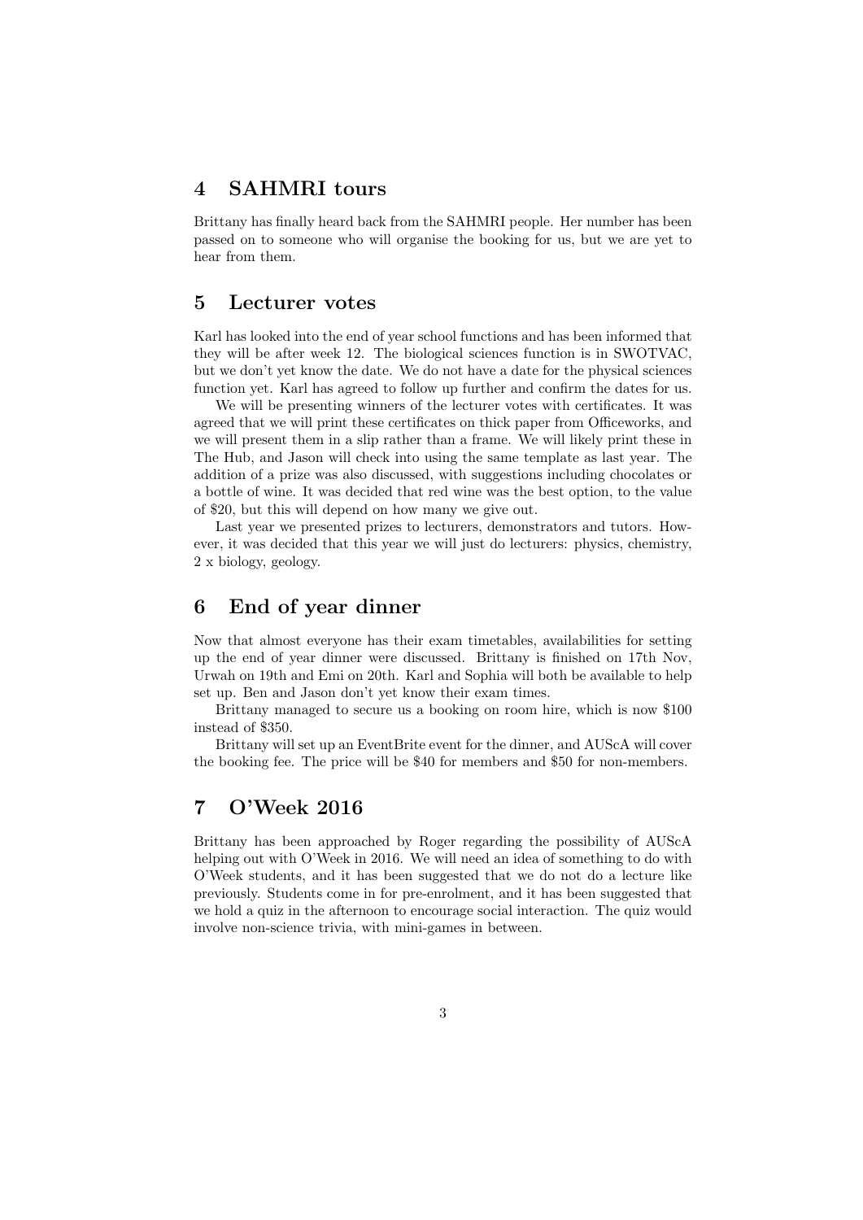## 4 SAHMRI tours

Brittany has finally heard back from the SAHMRI people. Her number has been passed on to someone who will organise the booking for us, but we are yet to hear from them.

## 5 Lecturer votes

Karl has looked into the end of year school functions and has been informed that they will be after week 12. The biological sciences function is in SWOTVAC, but we don't yet know the date. We do not have a date for the physical sciences function yet. Karl has agreed to follow up further and confirm the dates for us.

We will be presenting winners of the lecturer votes with certificates. It was agreed that we will print these certificates on thick paper from Officeworks, and we will present them in a slip rather than a frame. We will likely print these in The Hub, and Jason will check into using the same template as last year. The addition of a prize was also discussed, with suggestions including chocolates or a bottle of wine. It was decided that red wine was the best option, to the value of $20, but this will depend on how many we give out.

Last year we presented prizes to lecturers, demonstrators and tutors. However, it was decided that this year we will just do lecturers: physics, chemistry, 2 x biology, geology.

## 6 End of year dinner

Now that almost everyone has their exam timetables, availabilities for setting up the end of year dinner were discussed. Brittany is finished on 17th Nov, Urwah on 19th and Emi on 20th. Karl and Sophia will both be available to help set up. Ben and Jason don't yet know their exam times.

Brittany managed to secure us a booking on room hire, which is now $100 instead of $350.

Brittany will set up an EventBrite event for the dinner, and AUScA will cover the booking fee. The price will be $40 for members and $50 for non-members.

## 7 O'Week 2016

Brittany has been approached by Roger regarding the possibility of AUScA helping out with O'Week in 2016. We will need an idea of something to do with O'Week students, and it has been suggested that we do not do a lecture like previously. Students come in for pre-enrolment, and it has been suggested that we hold a quiz in the afternoon to encourage social interaction. The quiz would involve non-science trivia, with mini-games in between.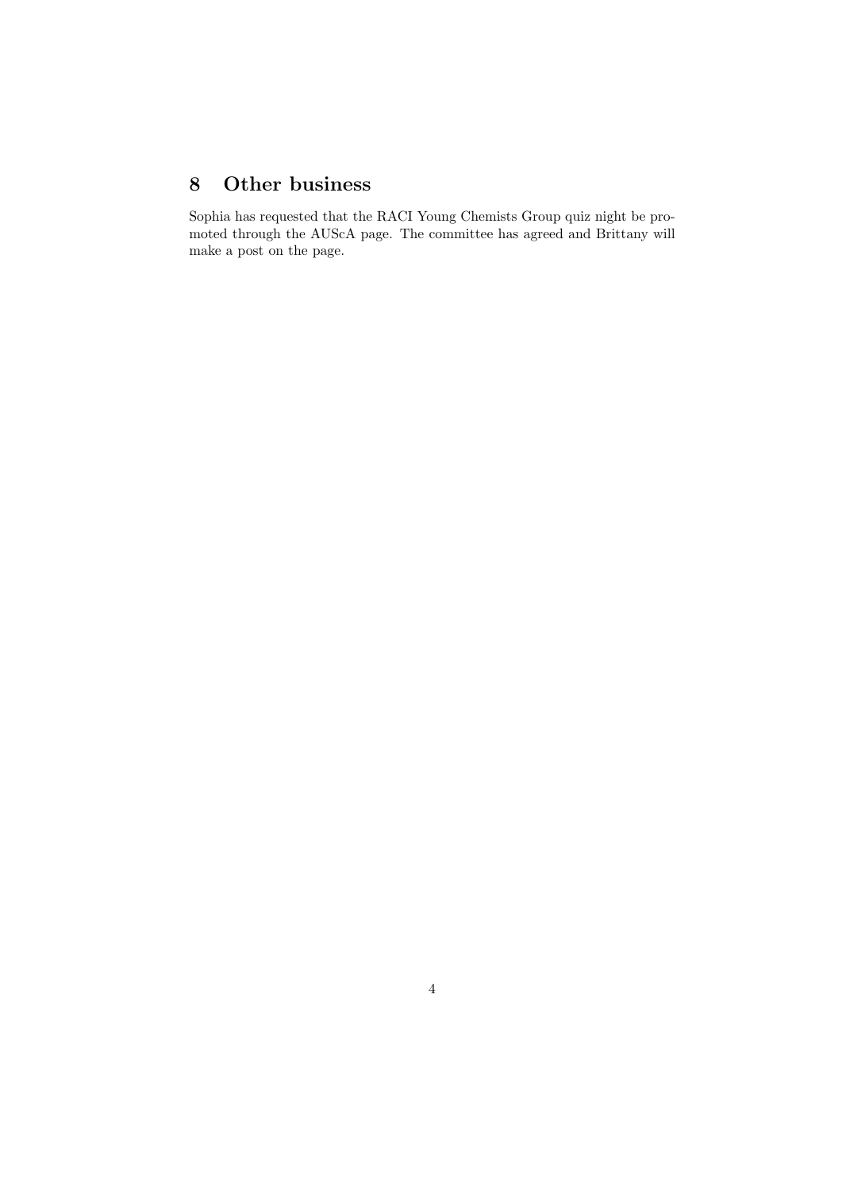## 8 Other business

Sophia has requested that the RACI Young Chemists Group quiz night be promoted through the AUScA page. The committee has agreed and Brittany will make a post on the page.